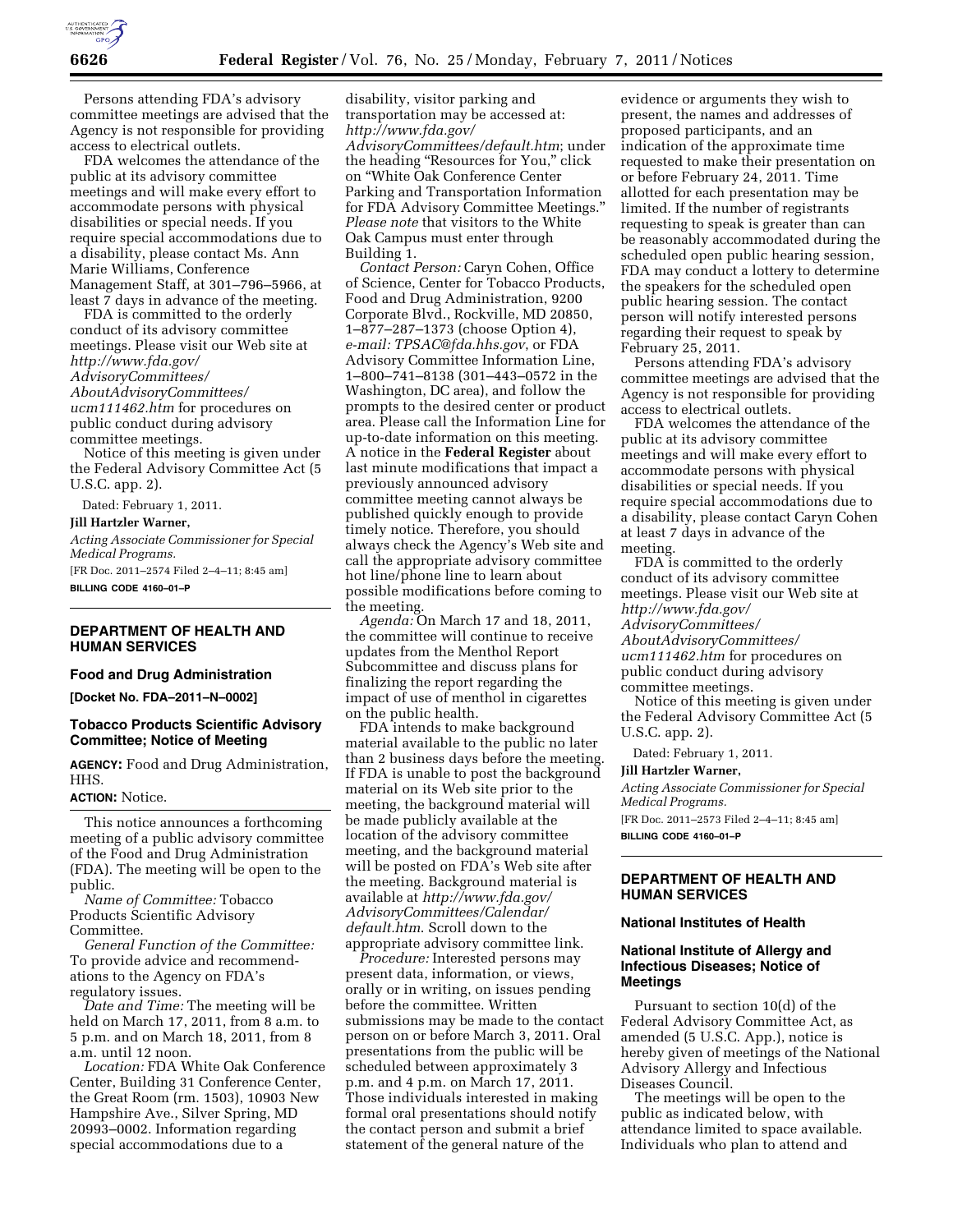Persons attending FDA's advisory committee meetings are advised that the Agency is not responsible for providing access to electrical outlets.

FDA welcomes the attendance of the public at its advisory committee meetings and will make every effort to accommodate persons with physical disabilities or special needs. If you require special accommodations due to a disability, please contact Ms. Ann Marie Williams, Conference Management Staff, at 301–796–5966, at least 7 days in advance of the meeting.

FDA is committed to the orderly conduct of its advisory committee meetings. Please visit our Web site at *http://www.fda.gov/AdvisoryCommittees/AboutAdvisoryCommittees/ucm111462.htm* for procedures on public conduct during advisory committee meetings.

Notice of this meeting is given under the Federal Advisory Committee Act (5 U.S.C. app. 2).

Dated: February 1, 2011.

**Jill Hartzler Warner,**

*Acting Associate Commissioner for Special Medical Programs.*

[FR Doc. 2011–2574 Filed 2–4–11; 8:45 am]

**BILLING CODE 4160–01–P**

## DEPARTMENT OF HEALTH AND HUMAN SERVICES

### Food and Drug Administration

**[Docket No. FDA–2011–N–0002]**

### Tobacco Products Scientific Advisory Committee; Notice of Meeting

**AGENCY:** Food and Drug Administration, HHS.

**ACTION:** Notice.

This notice announces a forthcoming meeting of a public advisory committee of the Food and Drug Administration (FDA). The meeting will be open to the public.

*Name of Committee:* Tobacco Products Scientific Advisory Committee.

*General Function of the Committee:* To provide advice and recommendations to the Agency on FDA's regulatory issues.

*Date and Time:* The meeting will be held on March 17, 2011, from 8 a.m. to 5 p.m. and on March 18, 2011, from 8 a.m. until 12 noon.

*Location:* FDA White Oak Conference Center, Building 31 Conference Center, the Great Room (rm. 1503), 10903 New Hampshire Ave., Silver Spring, MD 20993–0002. Information regarding special accommodations due to a disability, visitor parking and transportation may be accessed at: *http://www.fda.gov/AdvisoryCommittees/default.htm*; under the heading "Resources for You," click on "White Oak Conference Center Parking and Transportation Information for FDA Advisory Committee Meetings." *Please note* that visitors to the White Oak Campus must enter through Building 1.

*Contact Person:* Caryn Cohen, Office of Science, Center for Tobacco Products, Food and Drug Administration, 9200 Corporate Blvd., Rockville, MD 20850, 1–877–287–1373 (choose Option 4), *e-mail: TPSAC@fda.hhs.gov*, or FDA Advisory Committee Information Line, 1–800–741–8138 (301–443–0572 in the Washington, DC area), and follow the prompts to the desired center or product area. Please call the Information Line for up-to-date information on this meeting. A notice in the **Federal Register** about last minute modifications that impact a previously announced advisory committee meeting cannot always be published quickly enough to provide timely notice. Therefore, you should always check the Agency's Web site and call the appropriate advisory committee hot line/phone line to learn about possible modifications before coming to the meeting.

*Agenda:* On March 17 and 18, 2011, the committee will continue to receive updates from the Menthol Report Subcommittee and discuss plans for finalizing the report regarding the impact of use of menthol in cigarettes on the public health.

FDA intends to make background material available to the public no later than 2 business days before the meeting. If FDA is unable to post the background material on its Web site prior to the meeting, the background material will be made publicly available at the location of the advisory committee meeting, and the background material will be posted on FDA's Web site after the meeting. Background material is available at *http://www.fda.gov/AdvisoryCommittees/Calendar/default.htm*. Scroll down to the appropriate advisory committee link.

*Procedure:* Interested persons may present data, information, or views, orally or in writing, on issues pending before the committee. Written submissions may be made to the contact person on or before March 3, 2011. Oral presentations from the public will be scheduled between approximately 3 p.m. and 4 p.m. on March 17, 2011. Those individuals interested in making formal oral presentations should notify the contact person and submit a brief statement of the general nature of the evidence or arguments they wish to present, the names and addresses of proposed participants, and an indication of the approximate time requested to make their presentation on or before February 24, 2011. Time allotted for each presentation may be limited. If the number of registrants requesting to speak is greater than can be reasonably accommodated during the scheduled open public hearing session, FDA may conduct a lottery to determine the speakers for the scheduled open public hearing session. The contact person will notify interested persons regarding their request to speak by February 25, 2011.

Persons attending FDA's advisory committee meetings are advised that the Agency is not responsible for providing access to electrical outlets.

FDA welcomes the attendance of the public at its advisory committee meetings and will make every effort to accommodate persons with physical disabilities or special needs. If you require special accommodations due to a disability, please contact Caryn Cohen at least 7 days in advance of the meeting.

FDA is committed to the orderly conduct of its advisory committee meetings. Please visit our Web site at *http://www.fda.gov/AdvisoryCommittees/AboutAdvisoryCommittees/ucm111462.htm* for procedures on public conduct during advisory committee meetings.

Notice of this meeting is given under the Federal Advisory Committee Act (5 U.S.C. app. 2).

Dated: February 1, 2011.

**Jill Hartzler Warner,**

*Acting Associate Commissioner for Special Medical Programs.*

[FR Doc. 2011–2573 Filed 2–4–11; 8:45 am]

**BILLING CODE 4160–01–P**

## DEPARTMENT OF HEALTH AND HUMAN SERVICES

### National Institutes of Health

### National Institute of Allergy and Infectious Diseases; Notice of Meetings

Pursuant to section 10(d) of the Federal Advisory Committee Act, as amended (5 U.S.C. App.), notice is hereby given of meetings of the National Advisory Allergy and Infectious Diseases Council.

The meetings will be open to the public as indicated below, with attendance limited to space available. Individuals who plan to attend and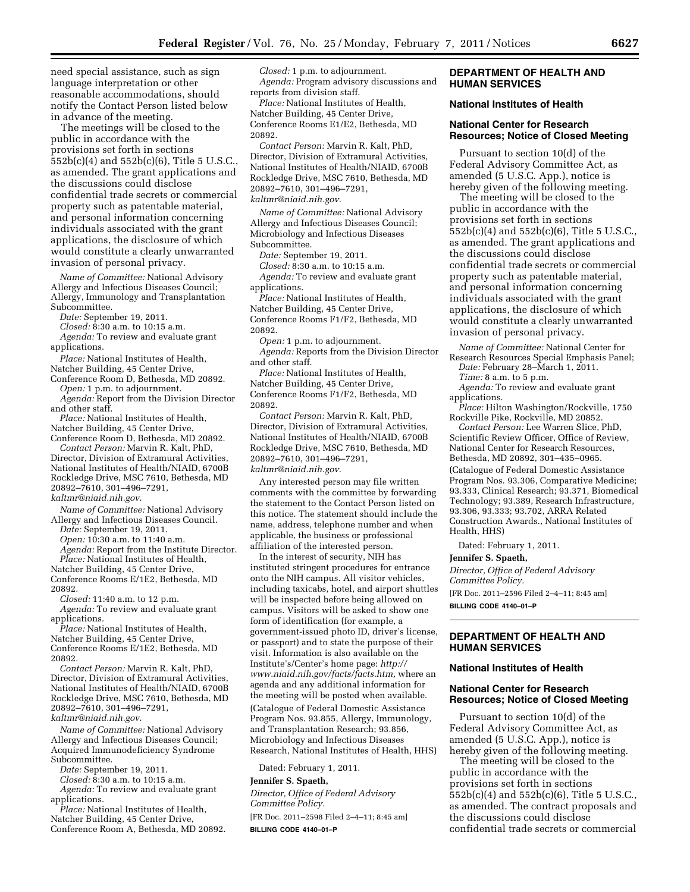need special assistance, such as sign language interpretation or other reasonable accommodations, should notify the Contact Person listed below in advance of the meeting.

The meetings will be closed to the public in accordance with the provisions set forth in sections 552b(c)(4) and 552b(c)(6), Title 5 U.S.C., as amended. The grant applications and the discussions could disclose confidential trade secrets or commercial property such as patentable material, and personal information concerning individuals associated with the grant applications, the disclosure of which would constitute a clearly unwarranted invasion of personal privacy.

*Name of Committee:* National Advisory Allergy and Infectious Diseases Council; Allergy, Immunology and Transplantation Subcommittee.

*Date:* September 19, 2011.

*Closed:* 8:30 a.m. to 10:15 a.m.

*Agenda:* To review and evaluate grant applications.

*Place:* National Institutes of Health, Natcher Building, 45 Center Drive, Conference Room D, Bethesda, MD 20892.

*Open:* 1 p.m. to adjournment.

*Agenda:* Report from the Division Director and other staff.

*Place:* National Institutes of Health, Natcher Building, 45 Center Drive, Conference Room D, Bethesda, MD 20892.

*Contact Person:* Marvin R. Kalt, PhD, Director, Division of Extramural Activities, National Institutes of Health/NIAID, 6700B Rockledge Drive, MSC 7610, Bethesda, MD 20892–7610, 301–496–7291, *kaltmr@niaid.nih.gov*.

*Name of Committee:* National Advisory Allergy and Infectious Diseases Council.

*Date:* September 19, 2011.

*Open:* 10:30 a.m. to 11:40 a.m.

*Agenda:* Report from the Institute Director.

*Place:* National Institutes of Health, Natcher Building, 45 Center Drive, Conference Rooms E/1E2, Bethesda, MD 20892.

*Closed:* 11:40 a.m. to 12 p.m.

*Agenda:* To review and evaluate grant applications.

*Place:* National Institutes of Health, Natcher Building, 45 Center Drive, Conference Rooms E/1E2, Bethesda, MD 20892.

*Contact Person:* Marvin R. Kalt, PhD, Director, Division of Extramural Activities, National Institutes of Health/NIAID, 6700B Rockledge Drive, MSC 7610, Bethesda, MD 20892–7610, 301–496–7291, *kaltmr@niaid.nih.gov*.

*Name of Committee:* National Advisory Allergy and Infectious Diseases Council; Acquired Immunodeficiency Syndrome Subcommittee.

*Date:* September 19, 2011.

*Closed:* 8:30 a.m. to 10:15 a.m.

*Agenda:* To review and evaluate grant applications.

*Place:* National Institutes of Health, Natcher Building, 45 Center Drive, Conference Room A, Bethesda, MD 20892.

*Closed:* 1 p.m. to adjournment.

*Agenda:* Program advisory discussions and reports from division staff.

*Place:* National Institutes of Health, Natcher Building, 45 Center Drive, Conference Rooms E1/E2, Bethesda, MD 20892.

*Contact Person:* Marvin R. Kalt, PhD, Director, Division of Extramural Activities, National Institutes of Health/NIAID, 6700B Rockledge Drive, MSC 7610, Bethesda, MD 20892–7610, 301–496–7291, *kaltmr@niaid.nih.gov*.

*Name of Committee:* National Advisory Allergy and Infectious Diseases Council; Microbiology and Infectious Diseases Subcommittee.

*Date:* September 19, 2011.

*Closed:* 8:30 a.m. to 10:15 a.m.

*Agenda:* To review and evaluate grant applications.

*Place:* National Institutes of Health, Natcher Building, 45 Center Drive, Conference Rooms F1/F2, Bethesda, MD 20892.

*Open:* 1 p.m. to adjournment.

*Agenda:* Reports from the Division Director and other staff.

*Place:* National Institutes of Health, Natcher Building, 45 Center Drive, Conference Rooms F1/F2, Bethesda, MD 20892.

*Contact Person:* Marvin R. Kalt, PhD, Director, Division of Extramural Activities, National Institutes of Health/NIAID, 6700B Rockledge Drive, MSC 7610, Bethesda, MD 20892–7610, 301–496–7291, *kaltmr@niaid.nih.gov*.

Any interested person may file written comments with the committee by forwarding the statement to the Contact Person listed on this notice. The statement should include the name, address, telephone number and when applicable, the business or professional affiliation of the interested person.

In the interest of security, NIH has instituted stringent procedures for entrance onto the NIH campus. All visitor vehicles, including taxicabs, hotel, and airport shuttles will be inspected before being allowed on campus. Visitors will be asked to show one form of identification (for example, a government-issued photo ID, driver's license, or passport) and to state the purpose of their visit. Information is also available on the Institute's/Center's home page: *http://www.niaid.nih.gov/facts/facts.htm*, where an agenda and any additional information for the meeting will be posted when available.

(Catalogue of Federal Domestic Assistance Program Nos. 93.855, Allergy, Immunology, and Transplantation Research; 93.856, Microbiology and Infectious Diseases Research, National Institutes of Health, HHS)

Dated: February 1, 2011.

**Jennifer S. Spaeth,**

*Director, Office of Federal Advisory Committee Policy.*

[FR Doc. 2011–2598 Filed 2–4–11; 8:45 am]

**BILLING CODE 4140–01–P**

## DEPARTMENT OF HEALTH AND HUMAN SERVICES

### National Institutes of Health

### National Center for Research Resources; Notice of Closed Meeting

Pursuant to section 10(d) of the Federal Advisory Committee Act, as amended (5 U.S.C. App.), notice is hereby given of the following meeting.

The meeting will be closed to the public in accordance with the provisions set forth in sections 552b(c)(4) and 552b(c)(6), Title 5 U.S.C., as amended. The grant applications and the discussions could disclose confidential trade secrets or commercial property such as patentable material, and personal information concerning individuals associated with the grant applications, the disclosure of which would constitute a clearly unwarranted invasion of personal privacy.

*Name of Committee:* National Center for Research Resources Special Emphasis Panel;

*Date:* February 28–March 1, 2011.

*Time:* 8 a.m. to 5 p.m.

*Agenda:* To review and evaluate grant applications.

*Place:* Hilton Washington/Rockville, 1750 Rockville Pike, Rockville, MD 20852.

*Contact Person:* Lee Warren Slice, PhD, Scientific Review Officer, Office of Review, National Center for Research Resources, Bethesda, MD 20892, 301–435–0965.

(Catalogue of Federal Domestic Assistance Program Nos. 93.306, Comparative Medicine; 93.333, Clinical Research; 93.371, Biomedical Technology; 93.389, Research Infrastructure, 93.306, 93.333; 93.702, ARRA Related Construction Awards., National Institutes of Health, HHS)

Dated: February 1, 2011.

**Jennifer S. Spaeth,**

*Director, Office of Federal Advisory Committee Policy.*

[FR Doc. 2011–2596 Filed 2–4–11; 8:45 am]

**BILLING CODE 4140–01–P**

## DEPARTMENT OF HEALTH AND HUMAN SERVICES

### National Institutes of Health

### National Center for Research Resources; Notice of Closed Meeting

Pursuant to section 10(d) of the Federal Advisory Committee Act, as amended (5 U.S.C. App.), notice is hereby given of the following meeting.

The meeting will be closed to the public in accordance with the provisions set forth in sections 552b(c)(4) and 552b(c)(6), Title 5 U.S.C., as amended. The contract proposals and the discussions could disclose confidential trade secrets or commercial